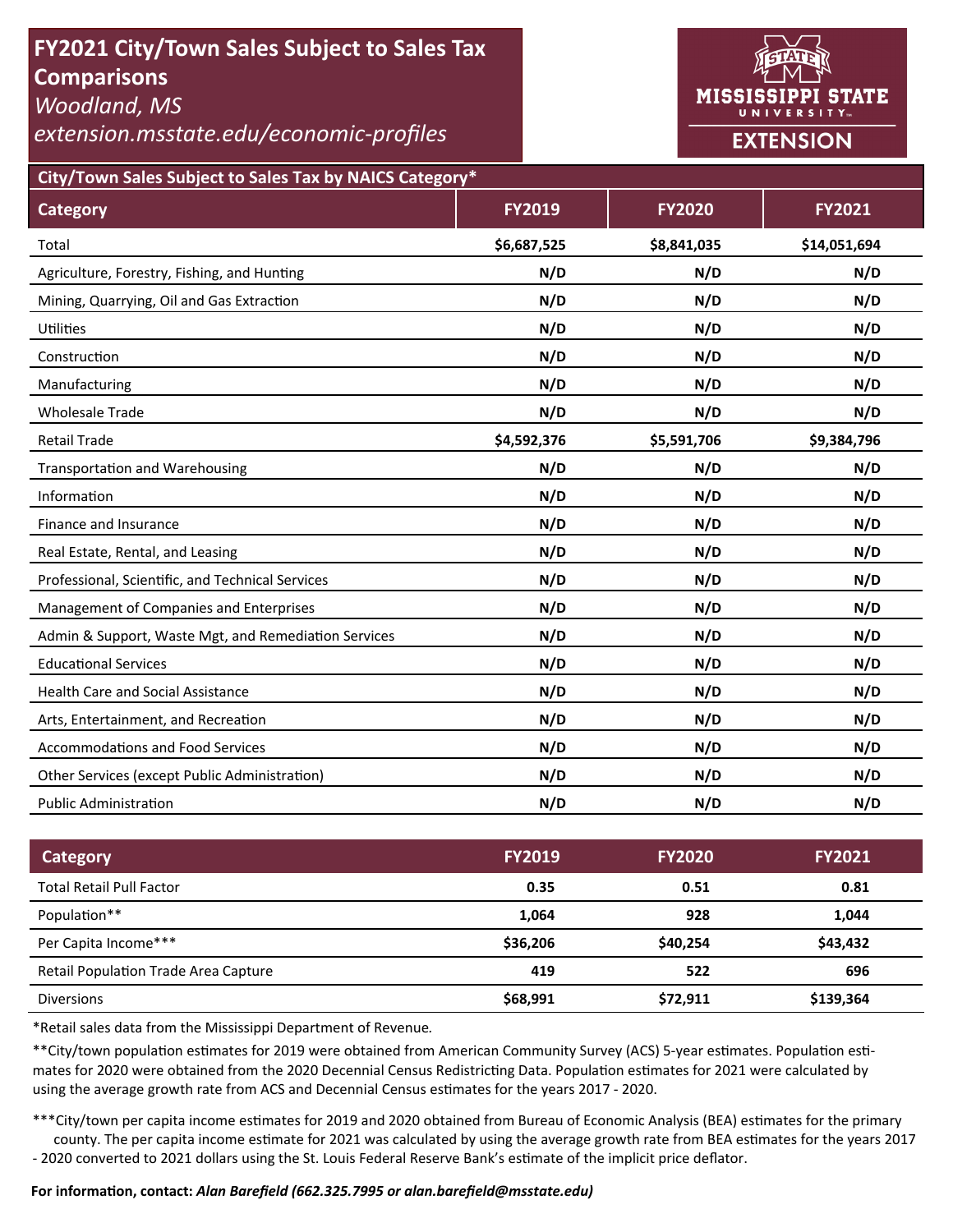# FY2021 City/Town Sales Subject to Sales Tax Comparisons

*Woodland, MS*

*extension.msstate.edu/economic-profiles*

MISSISSIPPI STATE UNIVERSITY EXTENSION

## City/Town Sales Subject to Sales Tax by NAICS Category*

| Category | FY2019 | FY2020 | FY2021 |
|---|---|---|---|
| Total | $6,687,525 | $8,841,035 | $14,051,694 |
| Agriculture, Forestry, Fishing, and Hunting | N/D | N/D | N/D |
| Mining, Quarrying, Oil and Gas Extraction | N/D | N/D | N/D |
| Utilities | N/D | N/D | N/D |
| Construction | N/D | N/D | N/D |
| Manufacturing | N/D | N/D | N/D |
| Wholesale Trade | N/D | N/D | N/D |
| Retail Trade | $4,592,376 | $5,591,706 | $9,384,796 |
| Transportation and Warehousing | N/D | N/D | N/D |
| Information | N/D | N/D | N/D |
| Finance and Insurance | N/D | N/D | N/D |
| Real Estate, Rental, and Leasing | N/D | N/D | N/D |
| Professional, Scientific, and Technical Services | N/D | N/D | N/D |
| Management of Companies and Enterprises | N/D | N/D | N/D |
| Admin & Support, Waste Mgt, and Remediation Services | N/D | N/D | N/D |
| Educational Services | N/D | N/D | N/D |
| Health Care and Social Assistance | N/D | N/D | N/D |
| Arts, Entertainment, and Recreation | N/D | N/D | N/D |
| Accommodations and Food Services | N/D | N/D | N/D |
| Other Services (except Public Administration) | N/D | N/D | N/D |
| Public Administration | N/D | N/D | N/D |

| Category | FY2019 | FY2020 | FY2021 |
|---|---|---|---|
| Total Retail Pull Factor | 0.35 | 0.51 | 0.81 |
| Population** | 1,064 | 928 | 1,044 |
| Per Capita Income*** | $36,206 | $40,254 | $43,432 |
| Retail Population Trade Area Capture | 419 | 522 | 696 |
| Diversions | $68,991 | $72,911 | $139,364 |

*Retail sales data from the Mississippi Department of Revenue.

**City/town population estimates for 2019 were obtained from American Community Survey (ACS) 5-year estimates. Population estimates for 2020 were obtained from the 2020 Decennial Census Redistricting Data. Population estimates for 2021 were calculated by using the average growth rate from ACS and Decennial Census estimates for the years 2017 - 2020.

***City/town per capita income estimates for 2019 and 2020 obtained from Bureau of Economic Analysis (BEA) estimates for the primary county. The per capita income estimate for 2021 was calculated by using the average growth rate from BEA estimates for the years 2017 - 2020 converted to 2021 dollars using the St. Louis Federal Reserve Bank's estimate of the implicit price deflator.

**For information, contact:** ***Alan Barefield (662.325.7995 or alan.barefield@msstate.edu)***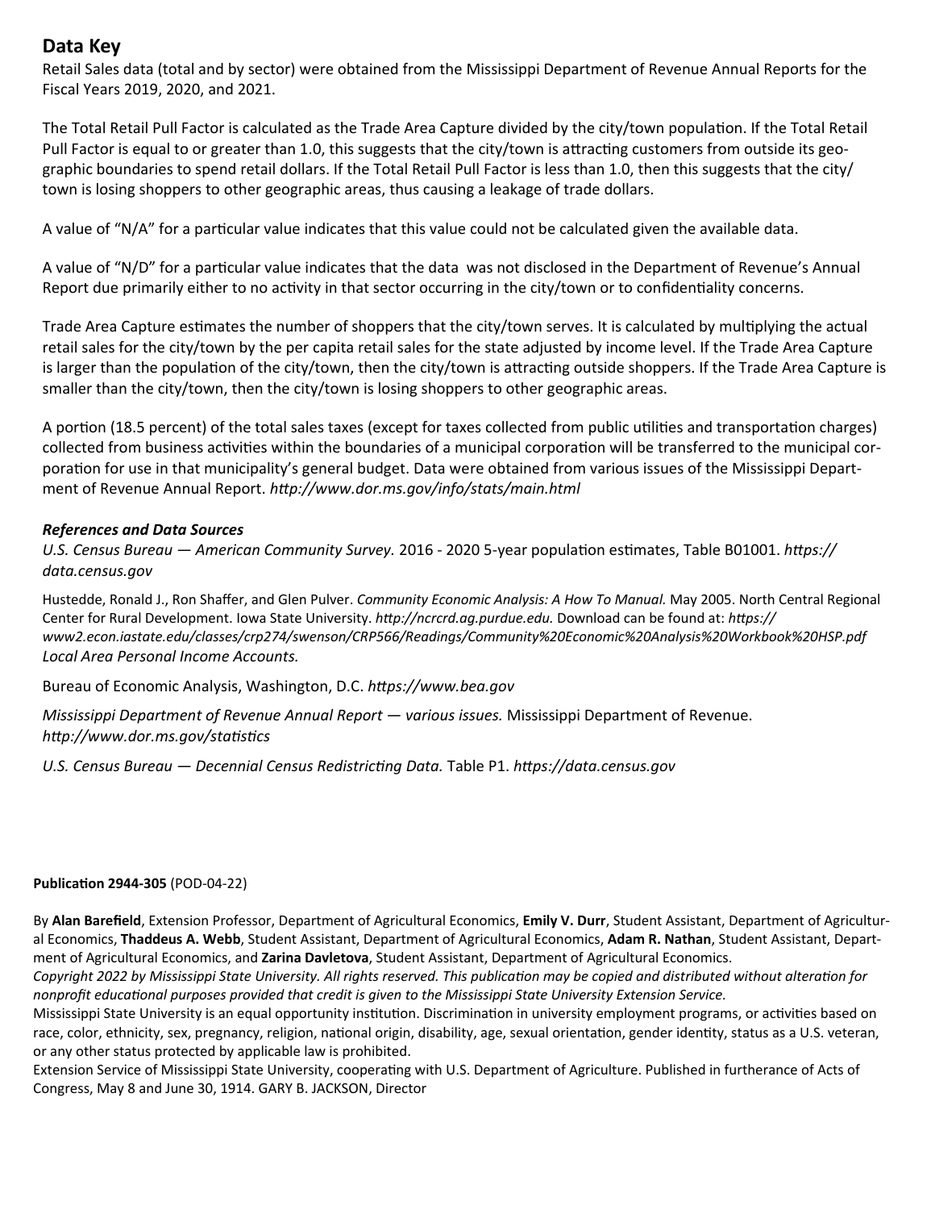## Data Key

Retail Sales data (total and by sector) were obtained from the Mississippi Department of Revenue Annual Reports for the Fiscal Years 2019, 2020, and 2021.

The Total Retail Pull Factor is calculated as the Trade Area Capture divided by the city/town population. If the Total Retail Pull Factor is equal to or greater than 1.0, this suggests that the city/town is attracting customers from outside its geographic boundaries to spend retail dollars. If the Total Retail Pull Factor is less than 1.0, then this suggests that the city/town is losing shoppers to other geographic areas, thus causing a leakage of trade dollars.

A value of "N/A" for a particular value indicates that this value could not be calculated given the available data.

A value of "N/D" for a particular value indicates that the data was not disclosed in the Department of Revenue's Annual Report due primarily either to no activity in that sector occurring in the city/town or to confidentiality concerns.

Trade Area Capture estimates the number of shoppers that the city/town serves. It is calculated by multiplying the actual retail sales for the city/town by the per capita retail sales for the state adjusted by income level. If the Trade Area Capture is larger than the population of the city/town, then the city/town is attracting outside shoppers. If the Trade Area Capture is smaller than the city/town, then the city/town is losing shoppers to other geographic areas.

A portion (18.5 percent) of the total sales taxes (except for taxes collected from public utilities and transportation charges) collected from business activities within the boundaries of a municipal corporation will be transferred to the municipal corporation for use in that municipality's general budget. Data were obtained from various issues of the Mississippi Department of Revenue Annual Report. *http://www.dor.ms.gov/info/stats/main.html*

### *References and Data Sources*

*U.S. Census Bureau — American Community Survey.* 2016 - 2020 5-year population estimates, Table B01001. *https://data.census.gov*

Hustedde, Ronald J., Ron Shaffer, and Glen Pulver. *Community Economic Analysis: A How To Manual.* May 2005. North Central Regional Center for Rural Development. Iowa State University. *http://ncrcrd.ag.purdue.edu.* Download can be found at: *https://www2.econ.iastate.edu/classes/crp274/swenson/CRP566/Readings/Community%20Economic%20Analysis%20Workbook%20HSP.pdf* *Local Area Personal Income Accounts.*

Bureau of Economic Analysis, Washington, D.C. *https://www.bea.gov*

*Mississippi Department of Revenue Annual Report — various issues.* Mississippi Department of Revenue. *http://www.dor.ms.gov/statistics*

*U.S. Census Bureau — Decennial Census Redistricting Data.* Table P1. *https://data.census.gov*

**Publication 2944-305** (POD-04-22)

By **Alan Barefield**, Extension Professor, Department of Agricultural Economics, **Emily V. Durr**, Student Assistant, Department of Agricultural Economics, **Thaddeus A. Webb**, Student Assistant, Department of Agricultural Economics, **Adam R. Nathan**, Student Assistant, Department of Agricultural Economics, and **Zarina Davletova**, Student Assistant, Department of Agricultural Economics.

*Copyright 2022 by Mississippi State University. All rights reserved. This publication may be copied and distributed without alteration for nonprofit educational purposes provided that credit is given to the Mississippi State University Extension Service.*

Mississippi State University is an equal opportunity institution. Discrimination in university employment programs, or activities based on race, color, ethnicity, sex, pregnancy, religion, national origin, disability, age, sexual orientation, gender identity, status as a U.S. veteran, or any other status protected by applicable law is prohibited.

Extension Service of Mississippi State University, cooperating with U.S. Department of Agriculture. Published in furtherance of Acts of Congress, May 8 and June 30, 1914. GARY B. JACKSON, Director